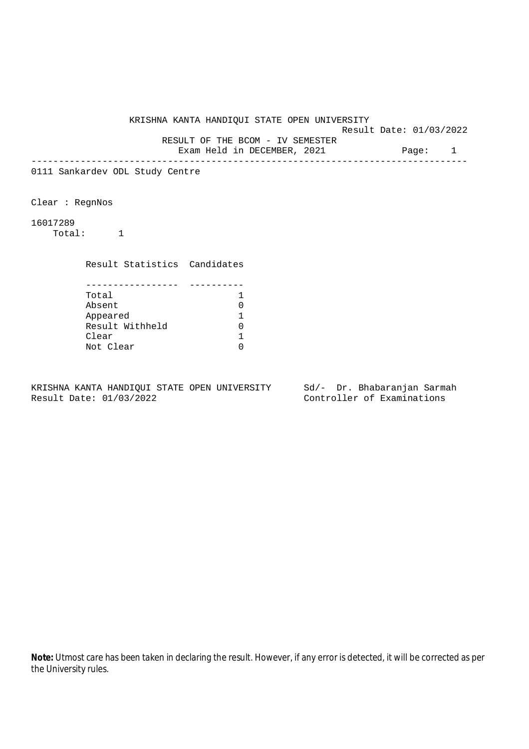# KRISHNA KANTA HANDIQUI STATE OPEN UNIVERSITY

Result Date: 01/03/2022

## RESULT OF THE BCOM - IV SEMESTER

Exam Held in DECEMBER, 2021

---

0111 Sankardev ODL Study Centre

Clear : RegnNos

16017289

Total: 1

| Result Statistics | Candidates |
|---|---|
| Total | 1 |
| Absent | 0 |
| Appeared | 1 |
| Result Withheld | 0 |
| Clear | 1 |
| Not Clear | 0 |

KRISHNA KANTA HANDIQUI STATE OPEN UNIVERSITY
Result Date: 01/03/2022

Sd/- Dr. Bhabaranjan Sarmah
Controller of Examinations

**Note:** Utmost care has been taken in declaring the result. However, if any error is detected, it will be corrected as per the University rules.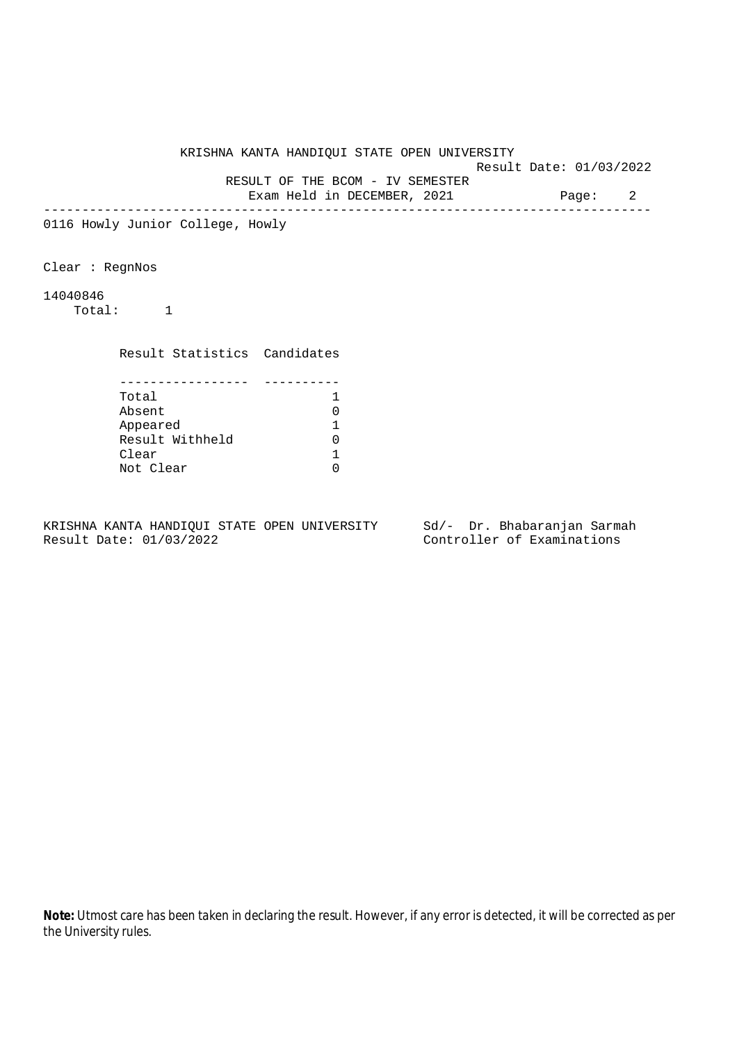KRISHNA KANTA HANDIQUI STATE OPEN UNIVERSITY

Result Date: 01/03/2022

RESULT OF THE BCOM - IV SEMESTER

Exam Held in DECEMBER, 2021

---

0116 Howly Junior College, Howly

Clear : RegnNos

14040846

Total: 1

| Result Statistics | Candidates |
|---|---|
| Total | 1 |
| Absent | 0 |
| Appeared | 1 |
| Result Withheld | 0 |
| Clear | 1 |
| Not Clear | 0 |

KRISHNA KANTA HANDIQUI STATE OPEN UNIVERSITY
Result Date: 01/03/2022

Sd/- Dr. Bhabaranjan Sarmah
Controller of Examinations

**Note:** Utmost care has been taken in declaring the result. However, if any error is detected, it will be corrected as per the University rules.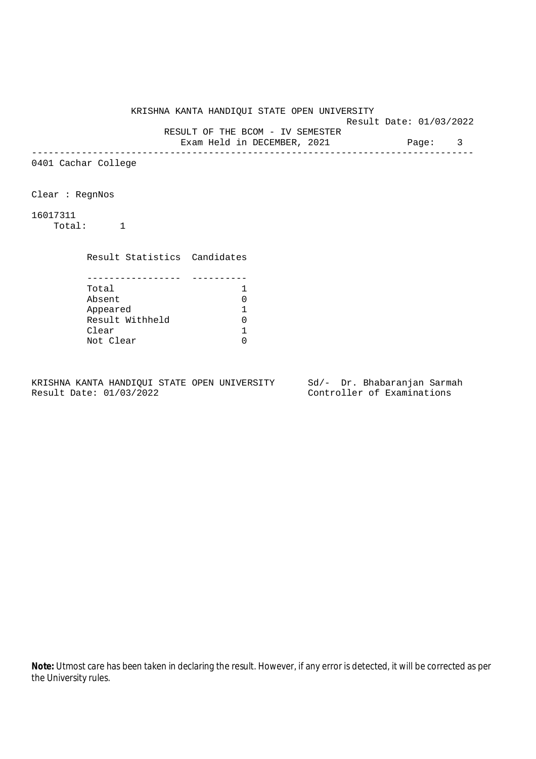KRISHNA KANTA HANDIQUI STATE OPEN UNIVERSITY

Result Date: 01/03/2022

RESULT OF THE BCOM - IV SEMESTER

Exam Held in DECEMBER, 2021

---

0401 Cachar College

Clear : RegnNos

16017311

Total: 1

| Result Statistics | Candidates |
|---|---|
| Total | 1 |
| Absent | 0 |
| Appeared | 1 |
| Result Withheld | 0 |
| Clear | 1 |
| Not Clear | 0 |

KRISHNA KANTA HANDIQUI STATE OPEN UNIVERSITY
Result Date: 01/03/2022

Sd/- Dr. Bhabaranjan Sarmah
Controller of Examinations

**Note:** Utmost care has been taken in declaring the result. However, if any error is detected, it will be corrected as per the University rules.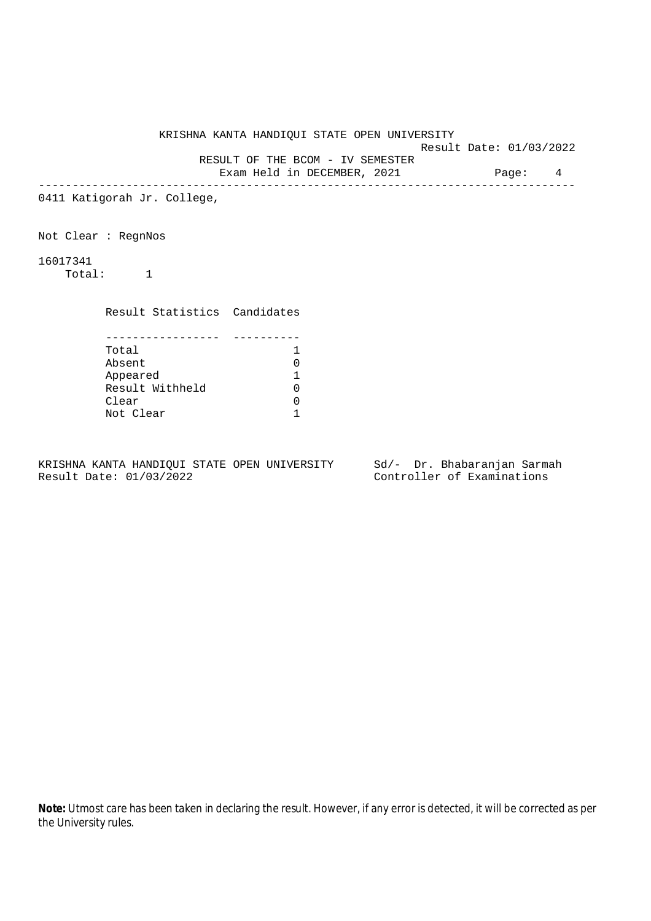KRISHNA KANTA HANDIQUI STATE OPEN UNIVERSITY

Result Date: 01/03/2022

RESULT OF THE BCOM - IV SEMESTER

Exam Held in DECEMBER, 2021

---

0411 Katigorah Jr. College,

Not Clear : RegnNos

16017341

Total: 1

| Result Statistics | Candidates |
|---|---|
| Total | 1 |
| Absent | 0 |
| Appeared | 1 |
| Result Withheld | 0 |
| Clear | 0 |
| Not Clear | 1 |

KRISHNA KANTA HANDIQUI STATE OPEN UNIVERSITY
Result Date: 01/03/2022

Sd/- Dr. Bhabaranjan Sarmah
Controller of Examinations

**Note:** Utmost care has been taken in declaring the result. However, if any error is detected, it will be corrected as per the University rules.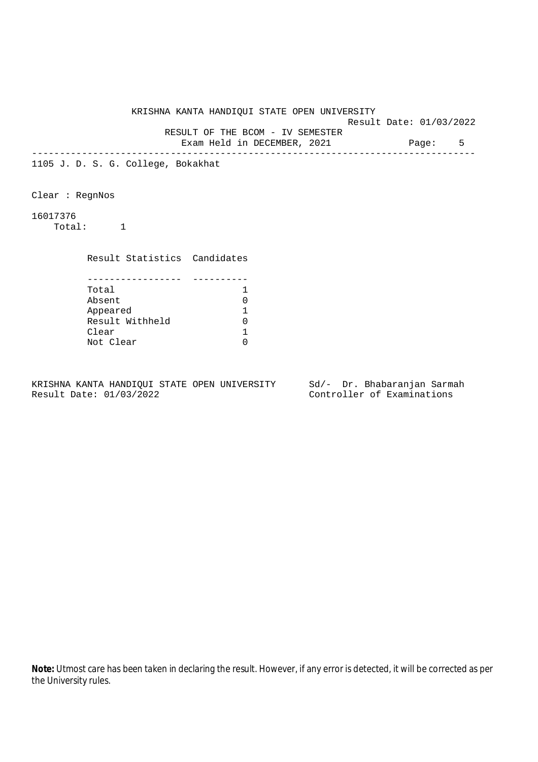KRISHNA KANTA HANDIQUI STATE OPEN UNIVERSITY

Result Date: 01/03/2022

RESULT OF THE BCOM - IV SEMESTER

Exam Held in DECEMBER, 2021

---

1105 J. D. S. G. College, Bokakhat

Clear : RegnNos

16017376

Total: 1

| Result Statistics | Candidates |
|---|---|
| Total | 1 |
| Absent | 0 |
| Appeared | 1 |
| Result Withheld | 0 |
| Clear | 1 |
| Not Clear | 0 |

KRISHNA KANTA HANDIQUI STATE OPEN UNIVERSITY
Result Date: 01/03/2022

Sd/- Dr. Bhabaranjan Sarmah
Controller of Examinations

**Note:** Utmost care has been taken in declaring the result. However, if any error is detected, it will be corrected as per the University rules.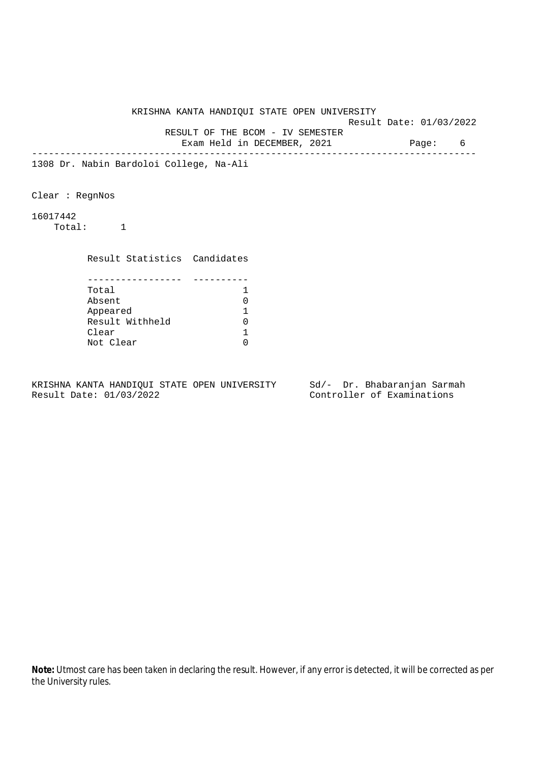KRISHNA KANTA HANDIQUI STATE OPEN UNIVERSITY

Result Date: 01/03/2022

RESULT OF THE BCOM - IV SEMESTER

Exam Held in DECEMBER, 2021

---

1308 Dr. Nabin Bardoloi College, Na-Ali

Clear : RegnNos

16017442

Total: 1

| Result Statistics | Candidates |
|---|---|
| Total | 1 |
| Absent | 0 |
| Appeared | 1 |
| Result Withheld | 0 |
| Clear | 1 |
| Not Clear | 0 |

KRISHNA KANTA HANDIQUI STATE OPEN UNIVERSITY
Result Date: 01/03/2022

Sd/- Dr. Bhabaranjan Sarmah
Controller of Examinations

**Note:** Utmost care has been taken in declaring the result. However, if any error is detected, it will be corrected as per the University rules.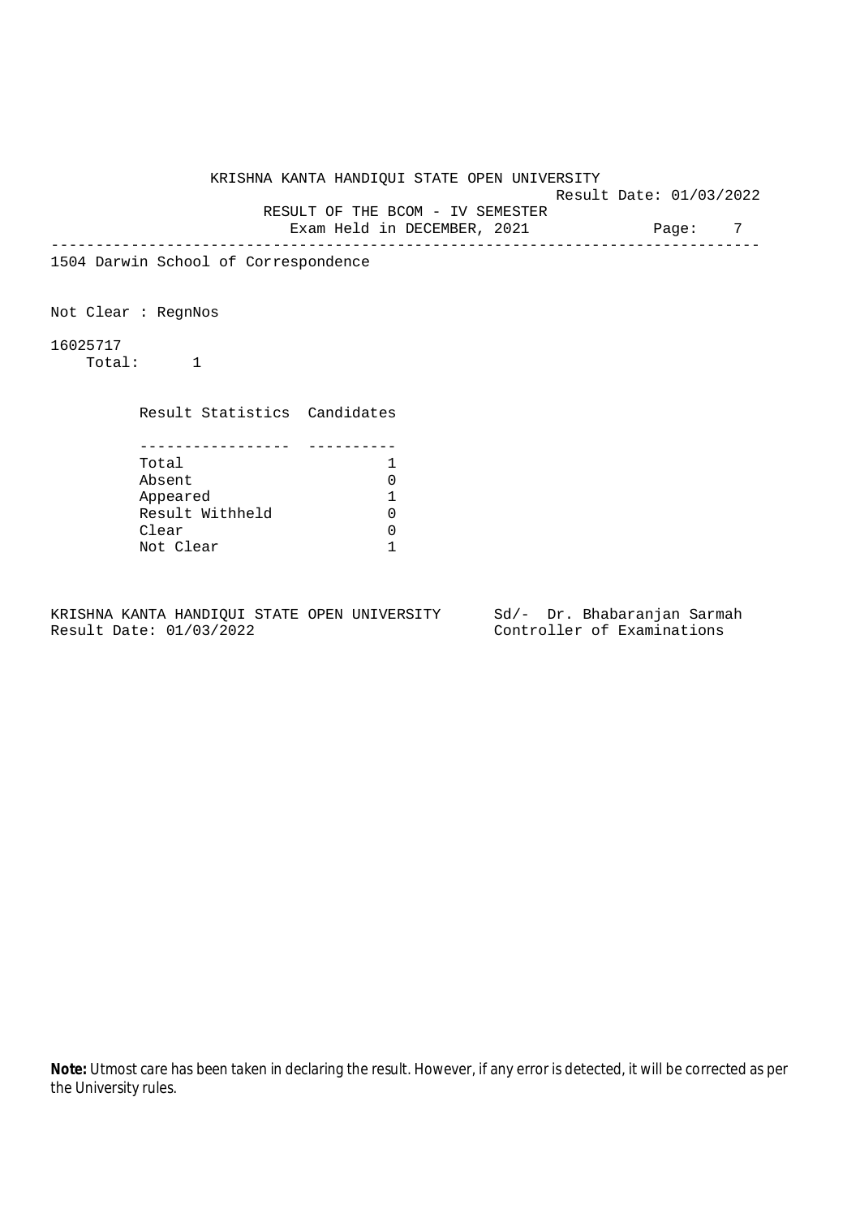KRISHNA KANTA HANDIQUI STATE OPEN UNIVERSITY

Result Date: 01/03/2022

RESULT OF THE BCOM - IV SEMESTER

Exam Held in DECEMBER, 2021

---

1504 Darwin School of Correspondence

Not Clear : RegnNos

16025717

Total: 1

| Result Statistics | Candidates |
|---|---|
| Total | 1 |
| Absent | 0 |
| Appeared | 1 |
| Result Withheld | 0 |
| Clear | 0 |
| Not Clear | 1 |

KRISHNA KANTA HANDIQUI STATE OPEN UNIVERSITY
Result Date: 01/03/2022

Sd/- Dr. Bhabaranjan Sarmah
Controller of Examinations

**Note:** Utmost care has been taken in declaring the result. However, if any error is detected, it will be corrected as per the University rules.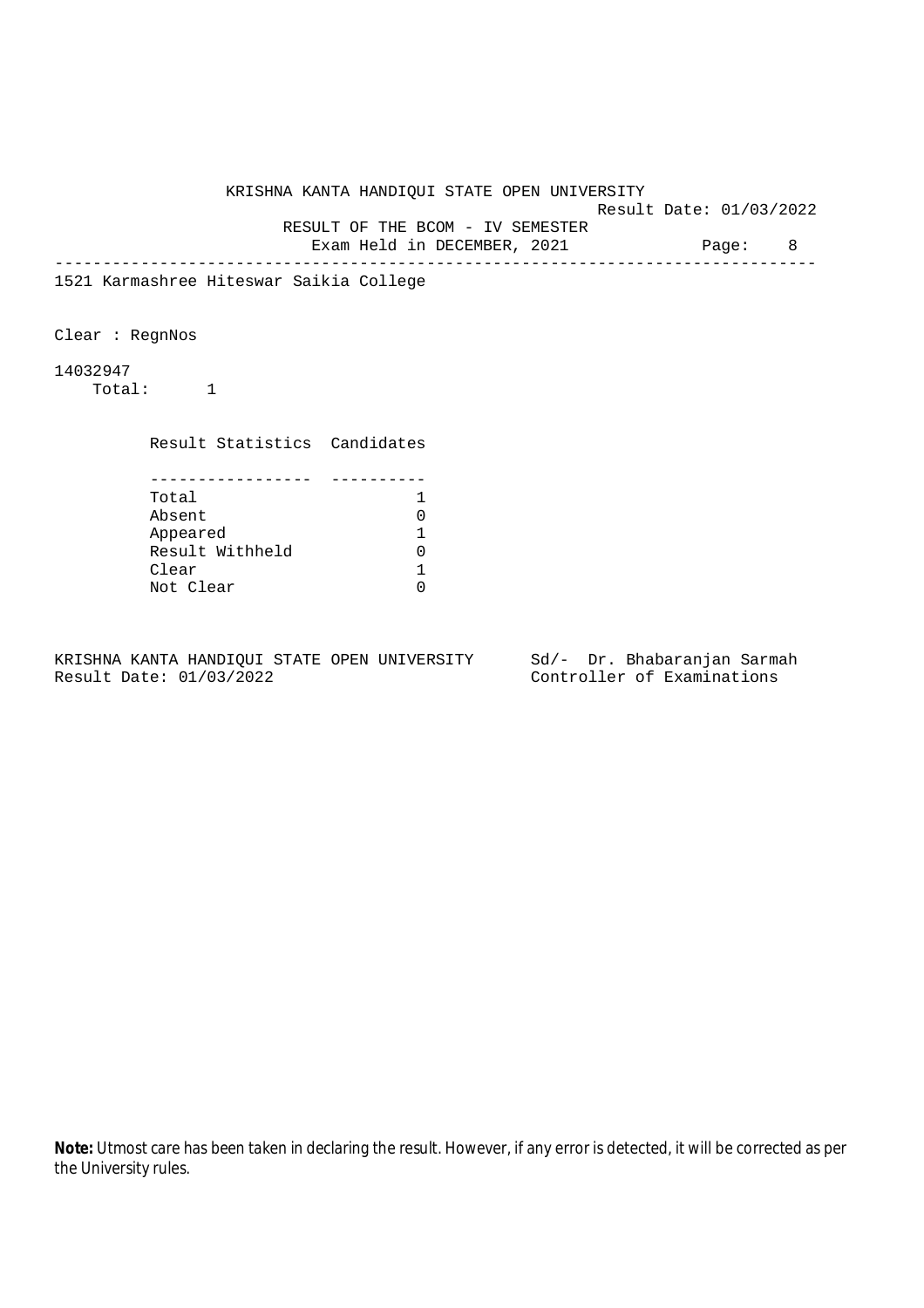KRISHNA KANTA HANDIQUI STATE OPEN UNIVERSITY

Result Date: 01/03/2022

RESULT OF THE BCOM - IV SEMESTER

Exam Held in DECEMBER, 2021

---

1521 Karmashree Hiteswar Saikia College

Clear : RegnNos

14032947

Total: 1

| Result Statistics | Candidates |
|---|---|
| Total | 1 |
| Absent | 0 |
| Appeared | 1 |
| Result Withheld | 0 |
| Clear | 1 |
| Not Clear | 0 |

KRISHNA KANTA HANDIQUI STATE OPEN UNIVERSITY
Result Date: 01/03/2022

Sd/- Dr. Bhabaranjan Sarmah
Controller of Examinations

**Note:** Utmost care has been taken in declaring the result. However, if any error is detected, it will be corrected as per the University rules.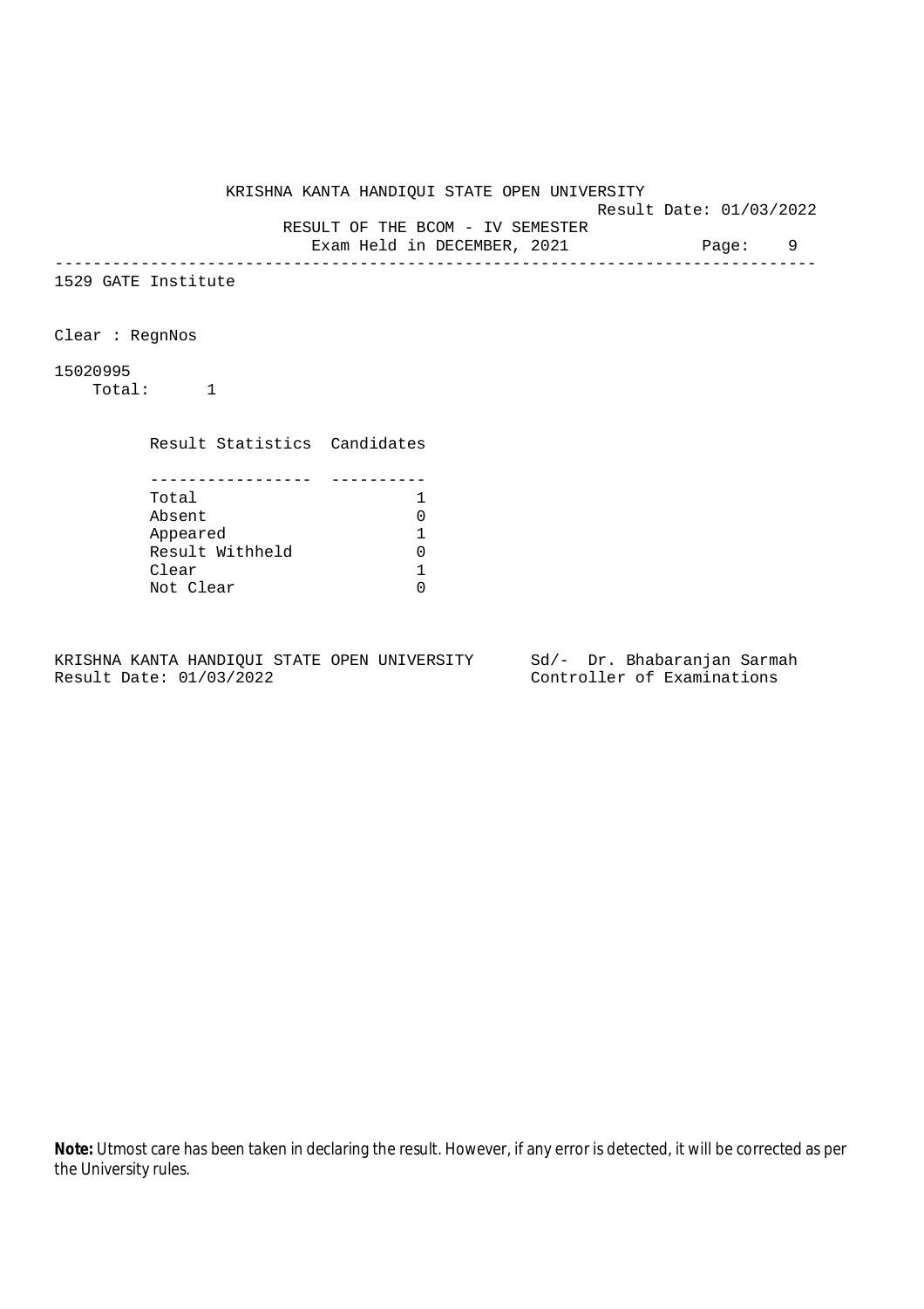KRISHNA KANTA HANDIQUI STATE OPEN UNIVERSITY

Result Date: 01/03/2022

RESULT OF THE BCOM - IV SEMESTER

Exam Held in DECEMBER, 2021

---

1529 GATE Institute

Clear : RegnNos

15020995

Total: 1

| Result Statistics | Candidates |
| --- | --- |
| Total | 1 |
| Absent | 0 |
| Appeared | 1 |
| Result Withheld | 0 |
| Clear | 1 |
| Not Clear | 0 |

KRISHNA KANTA HANDIQUI STATE OPEN UNIVERSITY
Result Date: 01/03/2022

Sd/- Dr. Bhabaranjan Sarmah
Controller of Examinations

**Note:** Utmost care has been taken in declaring the result. However, if any error is detected, it will be corrected as per the University rules.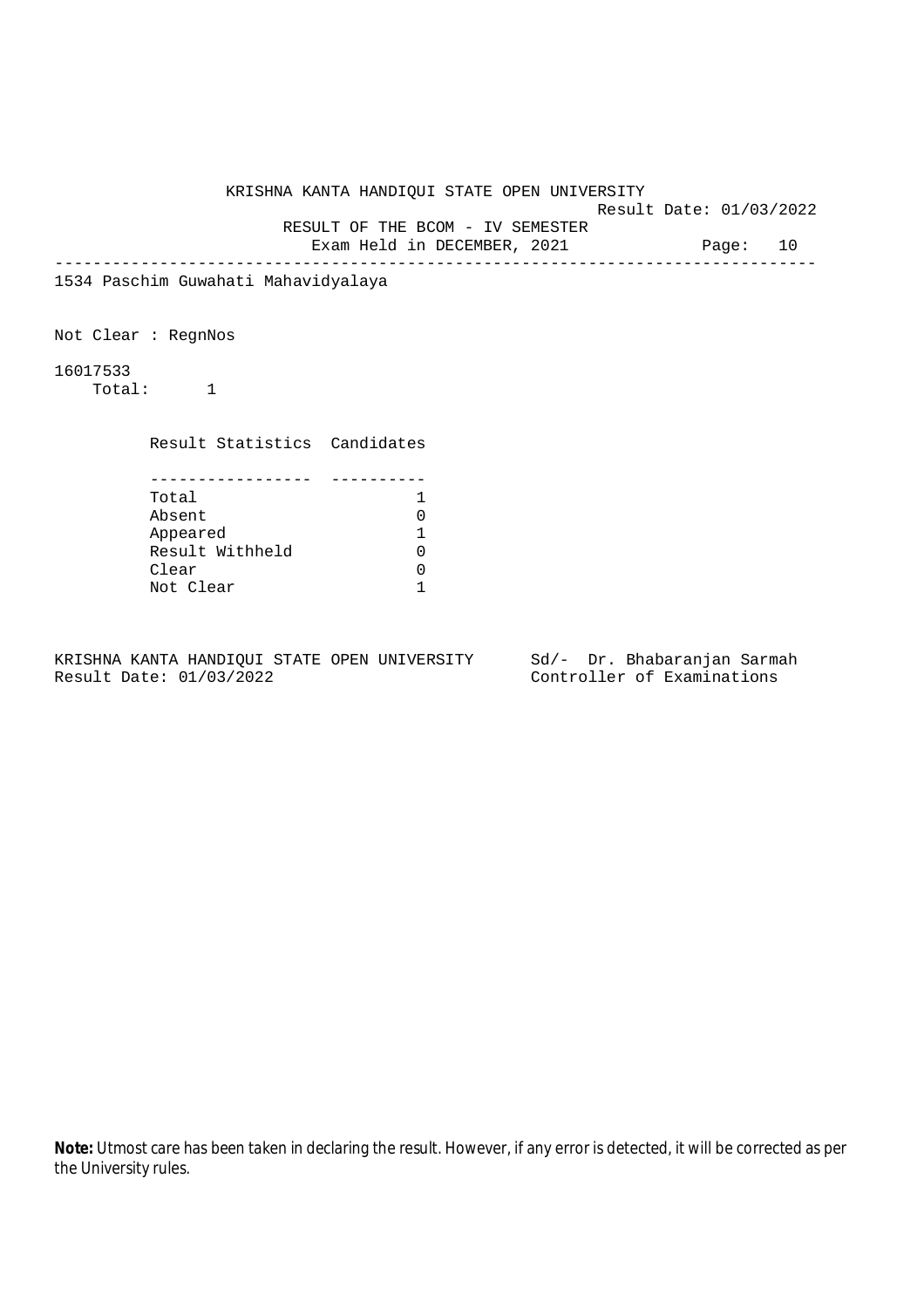KRISHNA KANTA HANDIQUI STATE OPEN UNIVERSITY

Result Date: 01/03/2022

RESULT OF THE BCOM - IV SEMESTER

Exam Held in DECEMBER, 2021

---

1534 Paschim Guwahati Mahavidyalaya

Not Clear : RegnNos

16017533

Total: 1

| Result Statistics | Candidates |
|---|---|
| Total | 1 |
| Absent | 0 |
| Appeared | 1 |
| Result Withheld | 0 |
| Clear | 0 |
| Not Clear | 1 |

KRISHNA KANTA HANDIQUI STATE OPEN UNIVERSITY
Result Date: 01/03/2022

Sd/- Dr. Bhabaranjan Sarmah
Controller of Examinations

**Note:** Utmost care has been taken in declaring the result. However, if any error is detected, it will be corrected as per the University rules.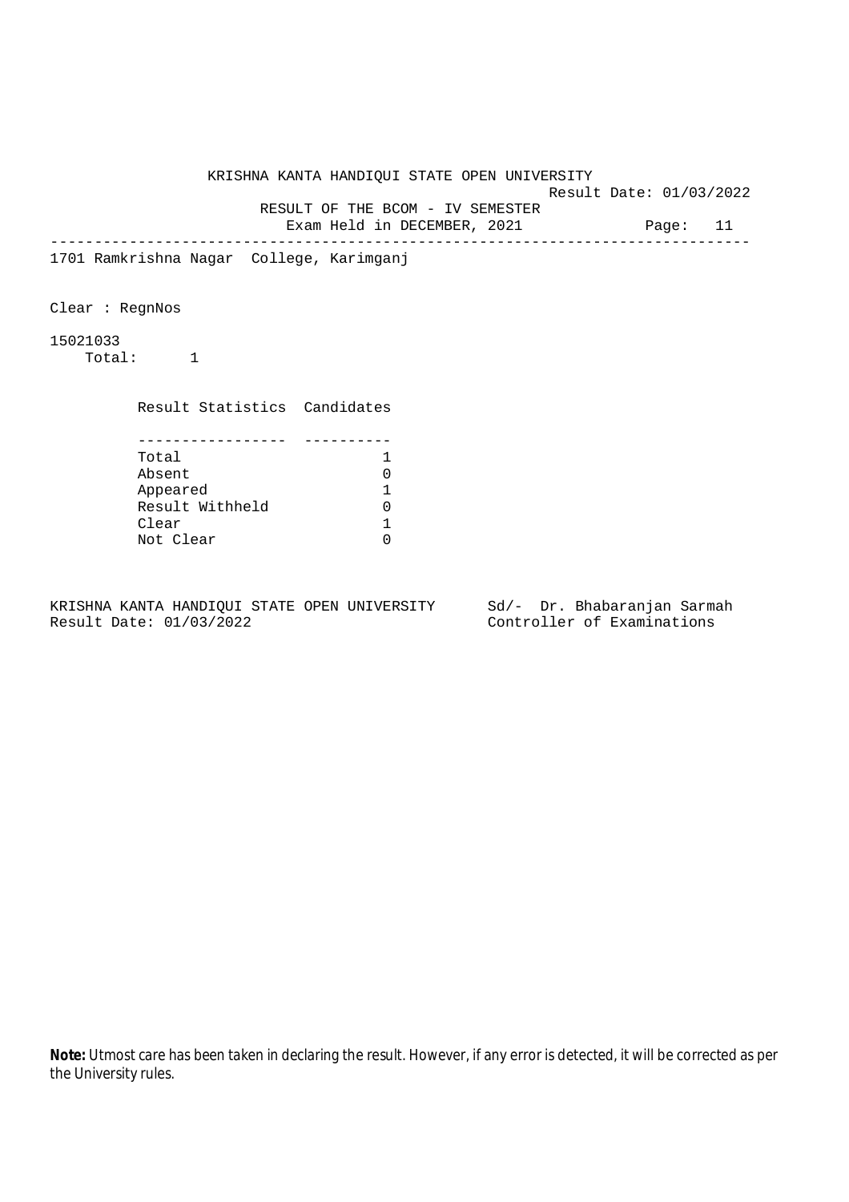KRISHNA KANTA HANDIQUI STATE OPEN UNIVERSITY

Result Date: 01/03/2022

RESULT OF THE BCOM - IV SEMESTER

Exam Held in DECEMBER, 2021

---

1701 Ramkrishna Nagar College, Karimganj

Clear : RegnNos

15021033

Total: 1

| Result Statistics | Candidates |
|---|---|
| Total | 1 |
| Absent | 0 |
| Appeared | 1 |
| Result Withheld | 0 |
| Clear | 1 |
| Not Clear | 0 |

KRISHNA KANTA HANDIQUI STATE OPEN UNIVERSITY
Result Date: 01/03/2022

Sd/- Dr. Bhabaranjan Sarmah
Controller of Examinations

**Note:** Utmost care has been taken in declaring the result. However, if any error is detected, it will be corrected as per the University rules.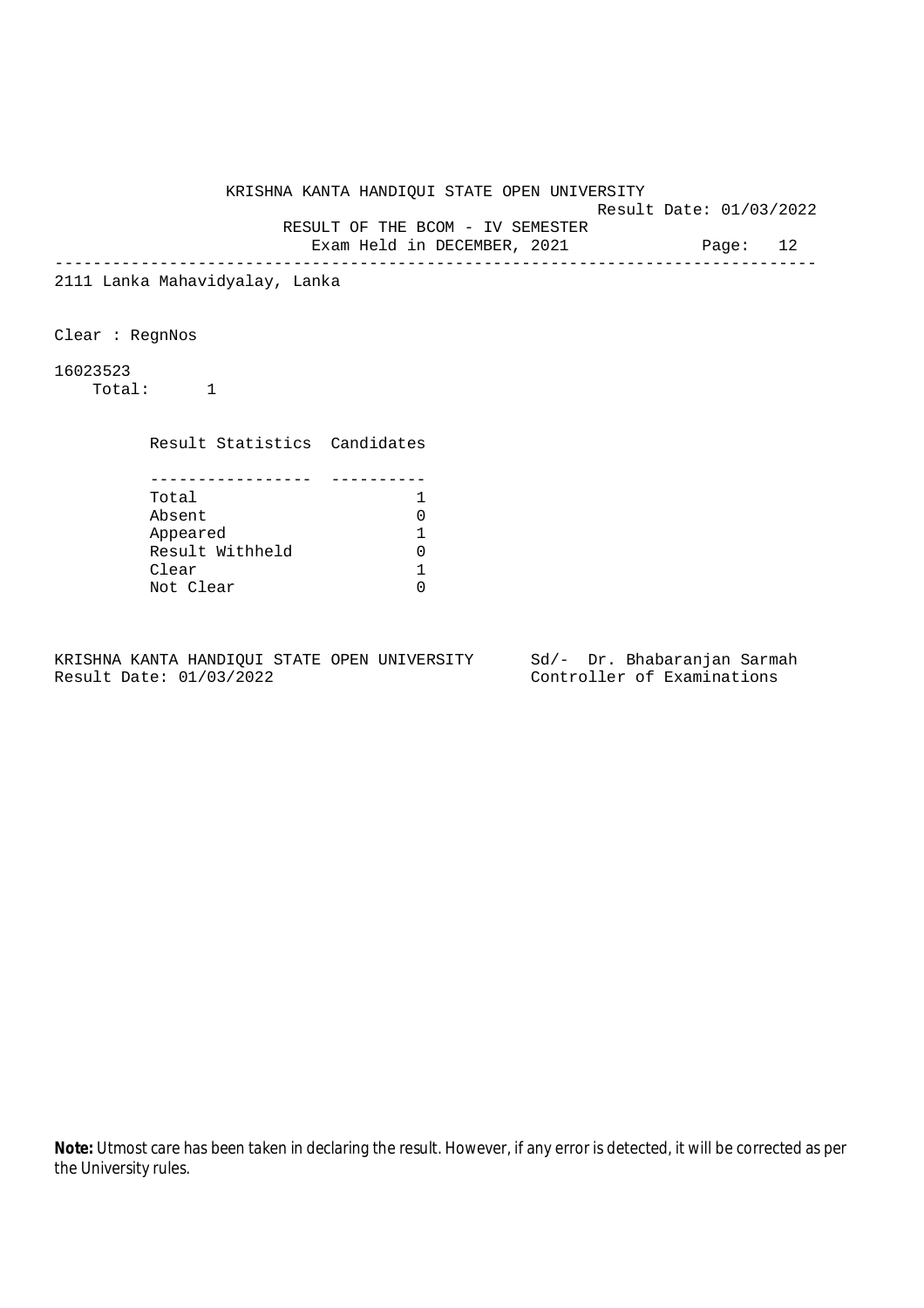KRISHNA KANTA HANDIQUI STATE OPEN UNIVERSITY

Result Date: 01/03/2022

RESULT OF THE BCOM - IV SEMESTER

Exam Held in DECEMBER, 2021

---

2111 Lanka Mahavidyalay, Lanka

Clear : RegnNos

16023523

Total: 1

| Result Statistics | Candidates |
|---|---|
| Total | 1 |
| Absent | 0 |
| Appeared | 1 |
| Result Withheld | 0 |
| Clear | 1 |
| Not Clear | 0 |

KRISHNA KANTA HANDIQUI STATE OPEN UNIVERSITY
Result Date: 01/03/2022

Sd/- Dr. Bhabaranjan Sarmah
Controller of Examinations

**Note:** Utmost care has been taken in declaring the result. However, if any error is detected, it will be corrected as per the University rules.